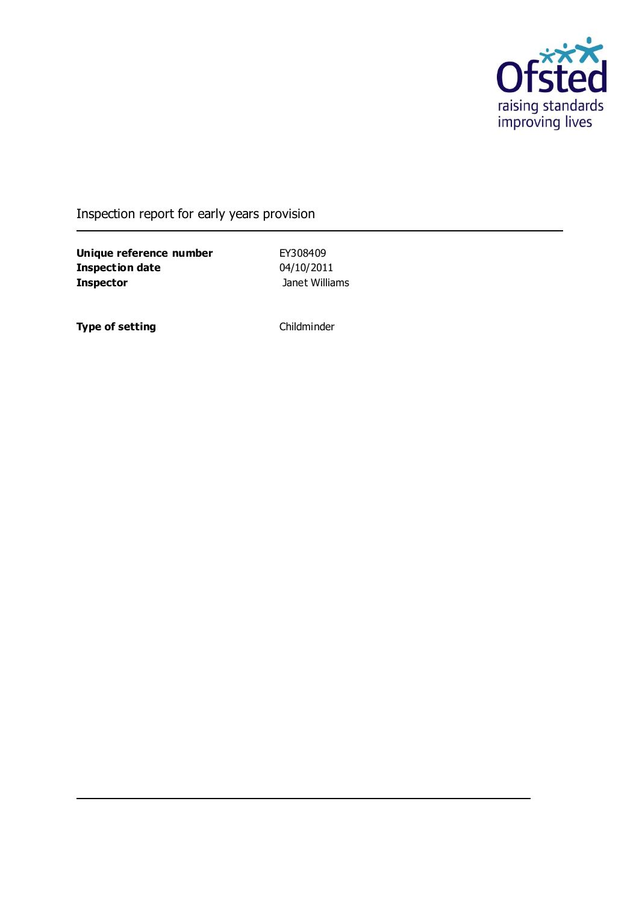Ofsted
raising standards
improving lives

# Inspection report for early years provision

| | |
|---|---|
| **Unique reference number** | EY308409 |
| **Inspection date** | 04/10/2011 |
| **Inspector** | Janet Williams |

| | |
|---|---|
| **Type of setting** | Childminder |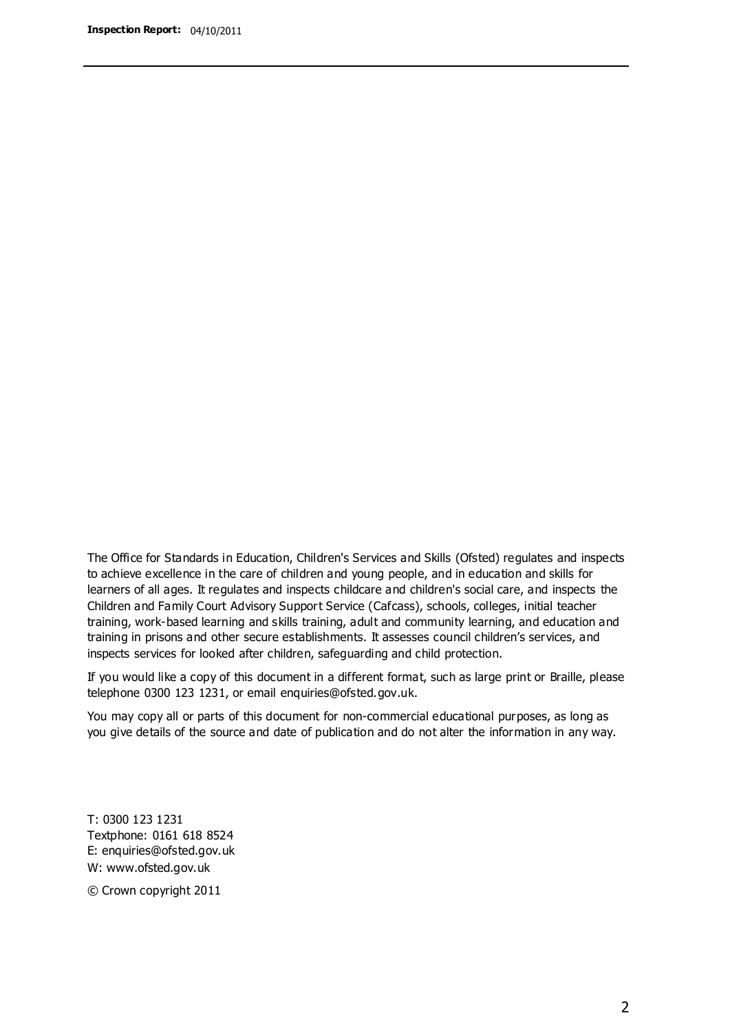The Office for Standards in Education, Children's Services and Skills (Ofsted) regulates and inspects to achieve excellence in the care of children and young people, and in education and skills for learners of all ages. It regulates and inspects childcare and children's social care, and inspects the Children and Family Court Advisory Support Service (Cafcass), schools, colleges, initial teacher training, work-based learning and skills training, adult and community learning, and education and training in prisons and other secure establishments. It assesses council children's services, and inspects services for looked after children, safeguarding and child protection.

If you would like a copy of this document in a different format, such as large print or Braille, please telephone 0300 123 1231, or email enquiries@ofsted.gov.uk.

You may copy all or parts of this document for non-commercial educational purposes, as long as you give details of the source and date of publication and do not alter the information in any way.

T: 0300 123 1231
Textphone: 0161 618 8524
E: enquiries@ofsted.gov.uk
W: www.ofsted.gov.uk

© Crown copyright 2011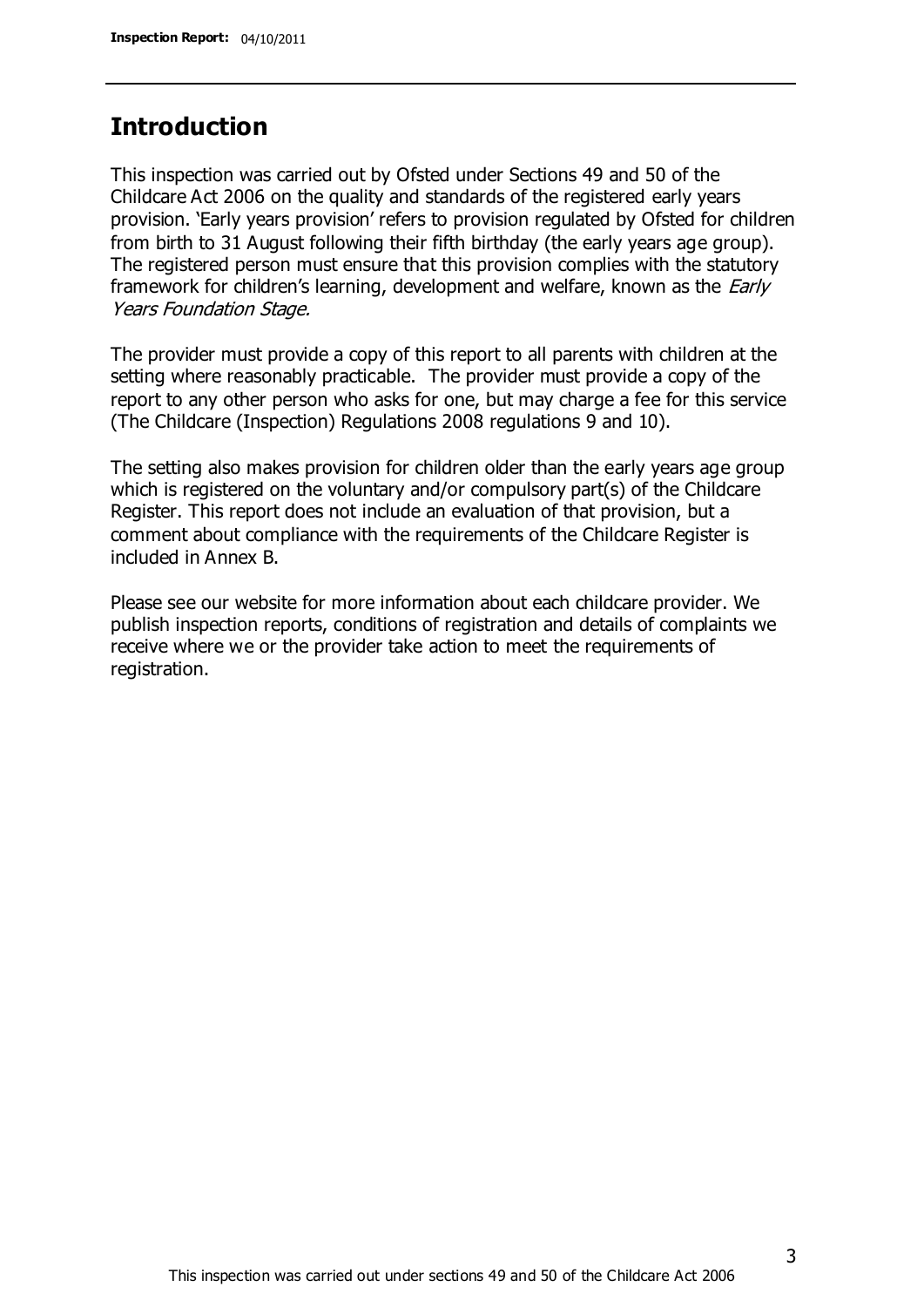## Introduction

This inspection was carried out by Ofsted under Sections 49 and 50 of the Childcare Act 2006 on the quality and standards of the registered early years provision. 'Early years provision' refers to provision regulated by Ofsted for children from birth to 31 August following their fifth birthday (the early years age group). The registered person must ensure that this provision complies with the statutory framework for children's learning, development and welfare, known as the *Early Years Foundation Stage.*

The provider must provide a copy of this report to all parents with children at the setting where reasonably practicable. The provider must provide a copy of the report to any other person who asks for one, but may charge a fee for this service (The Childcare (Inspection) Regulations 2008 regulations 9 and 10).

The setting also makes provision for children older than the early years age group which is registered on the voluntary and/or compulsory part(s) of the Childcare Register. This report does not include an evaluation of that provision, but a comment about compliance with the requirements of the Childcare Register is included in Annex B.

Please see our website for more information about each childcare provider. We publish inspection reports, conditions of registration and details of complaints we receive where we or the provider take action to meet the requirements of registration.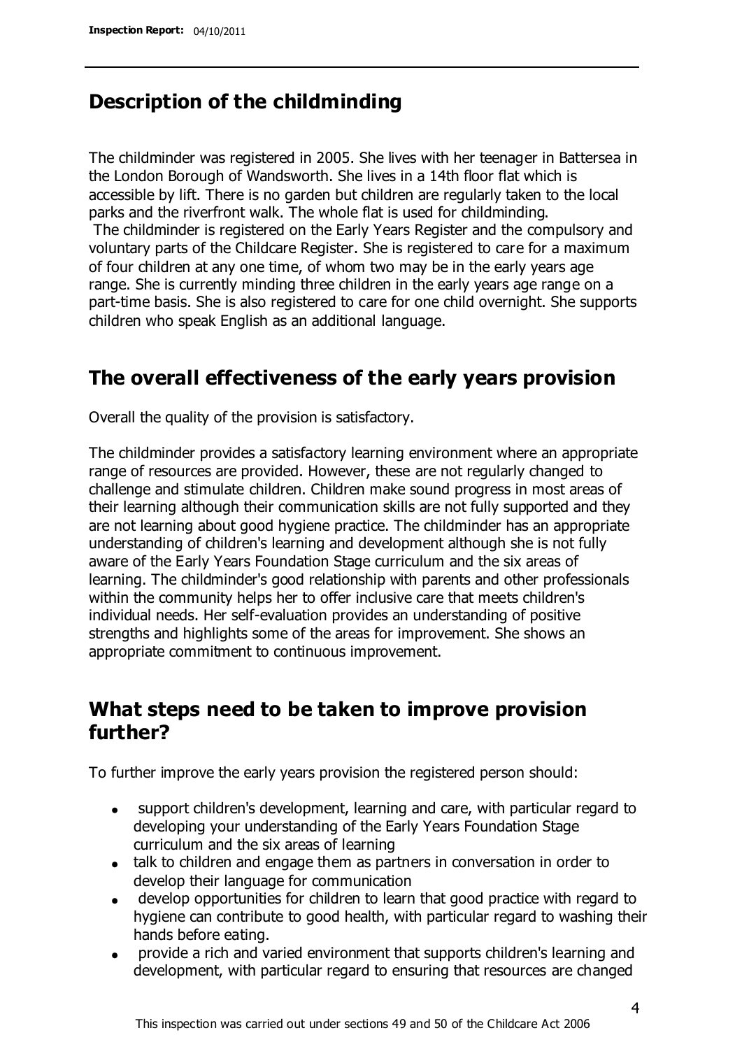## Description of the childminding

The childminder was registered in 2005. She lives with her teenager in Battersea in the London Borough of Wandsworth. She lives in a 14th floor flat which is accessible by lift. There is no garden but children are regularly taken to the local parks and the riverfront walk. The whole flat is used for childminding.

The childminder is registered on the Early Years Register and the compulsory and voluntary parts of the Childcare Register. She is registered to care for a maximum of four children at any one time, of whom two may be in the early years age range. She is currently minding three children in the early years age range on a part-time basis. She is also registered to care for one child overnight. She supports children who speak English as an additional language.

## The overall effectiveness of the early years provision

Overall the quality of the provision is satisfactory.

The childminder provides a satisfactory learning environment where an appropriate range of resources are provided. However, these are not regularly changed to challenge and stimulate children. Children make sound progress in most areas of their learning although their communication skills are not fully supported and they are not learning about good hygiene practice. The childminder has an appropriate understanding of children's learning and development although she is not fully aware of the Early Years Foundation Stage curriculum and the six areas of learning. The childminder's good relationship with parents and other professionals within the community helps her to offer inclusive care that meets children's individual needs. Her self-evaluation provides an understanding of positive strengths and highlights some of the areas for improvement. She shows an appropriate commitment to continuous improvement.

## What steps need to be taken to improve provision further?

To further improve the early years provision the registered person should:

- support children's development, learning and care, with particular regard to developing your understanding of the Early Years Foundation Stage curriculum and the six areas of learning
- talk to children and engage them as partners in conversation in order to develop their language for communication
- develop opportunities for children to learn that good practice with regard to hygiene can contribute to good health, with particular regard to washing their hands before eating.
- provide a rich and varied environment that supports children's learning and development, with particular regard to ensuring that resources are changed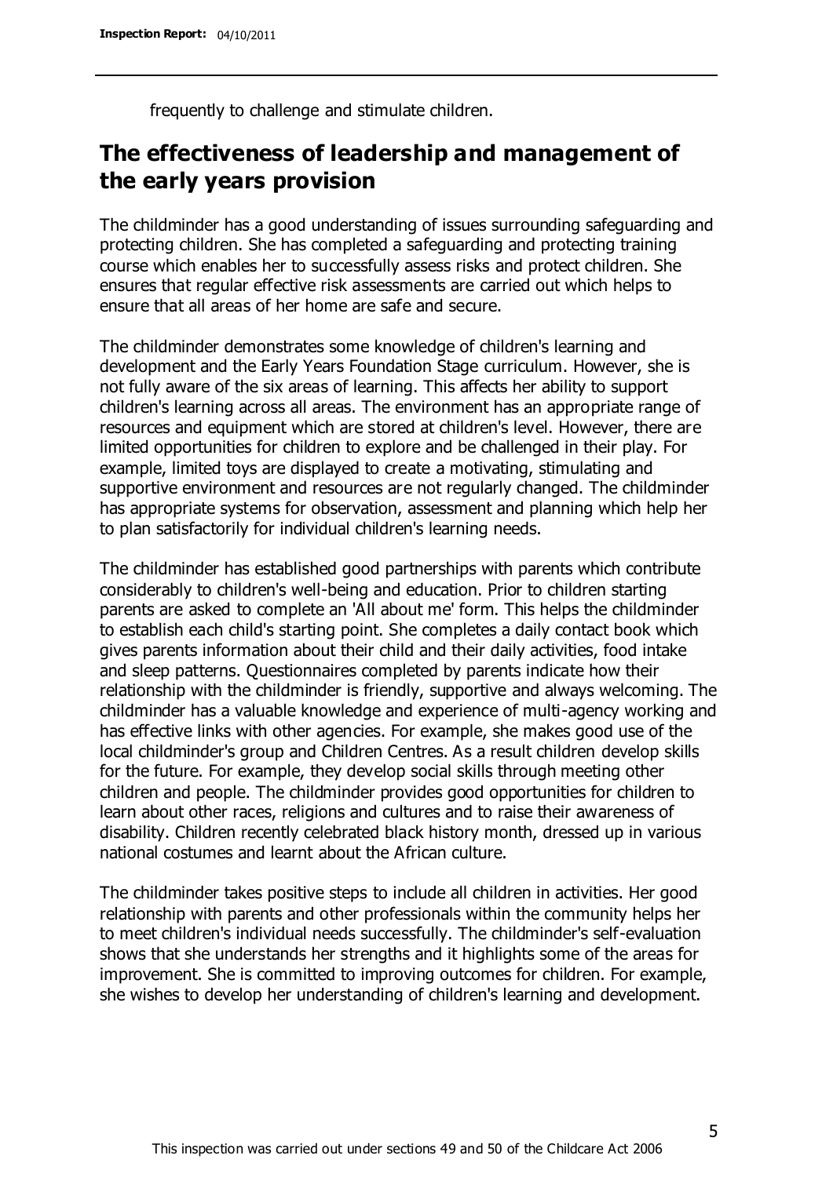frequently to challenge and stimulate children.

## The effectiveness of leadership and management of the early years provision

The childminder has a good understanding of issues surrounding safeguarding and protecting children. She has completed a safeguarding and protecting training course which enables her to successfully assess risks and protect children. She ensures that regular effective risk assessments are carried out which helps to ensure that all areas of her home are safe and secure.

The childminder demonstrates some knowledge of children's learning and development and the Early Years Foundation Stage curriculum. However, she is not fully aware of the six areas of learning. This affects her ability to support children's learning across all areas. The environment has an appropriate range of resources and equipment which are stored at children's level. However, there are limited opportunities for children to explore and be challenged in their play. For example, limited toys are displayed to create a motivating, stimulating and supportive environment and resources are not regularly changed. The childminder has appropriate systems for observation, assessment and planning which help her to plan satisfactorily for individual children's learning needs.

The childminder has established good partnerships with parents which contribute considerably to children's well-being and education. Prior to children starting parents are asked to complete an 'All about me' form. This helps the childminder to establish each child's starting point. She completes a daily contact book which gives parents information about their child and their daily activities, food intake and sleep patterns. Questionnaires completed by parents indicate how their relationship with the childminder is friendly, supportive and always welcoming. The childminder has a valuable knowledge and experience of multi-agency working and has effective links with other agencies. For example, she makes good use of the local childminder's group and Children Centres. As a result children develop skills for the future. For example, they develop social skills through meeting other children and people. The childminder provides good opportunities for children to learn about other races, religions and cultures and to raise their awareness of disability. Children recently celebrated black history month, dressed up in various national costumes and learnt about the African culture.

The childminder takes positive steps to include all children in activities. Her good relationship with parents and other professionals within the community helps her to meet children's individual needs successfully. The childminder's self-evaluation shows that she understands her strengths and it highlights some of the areas for improvement. She is committed to improving outcomes for children. For example, she wishes to develop her understanding of children's learning and development.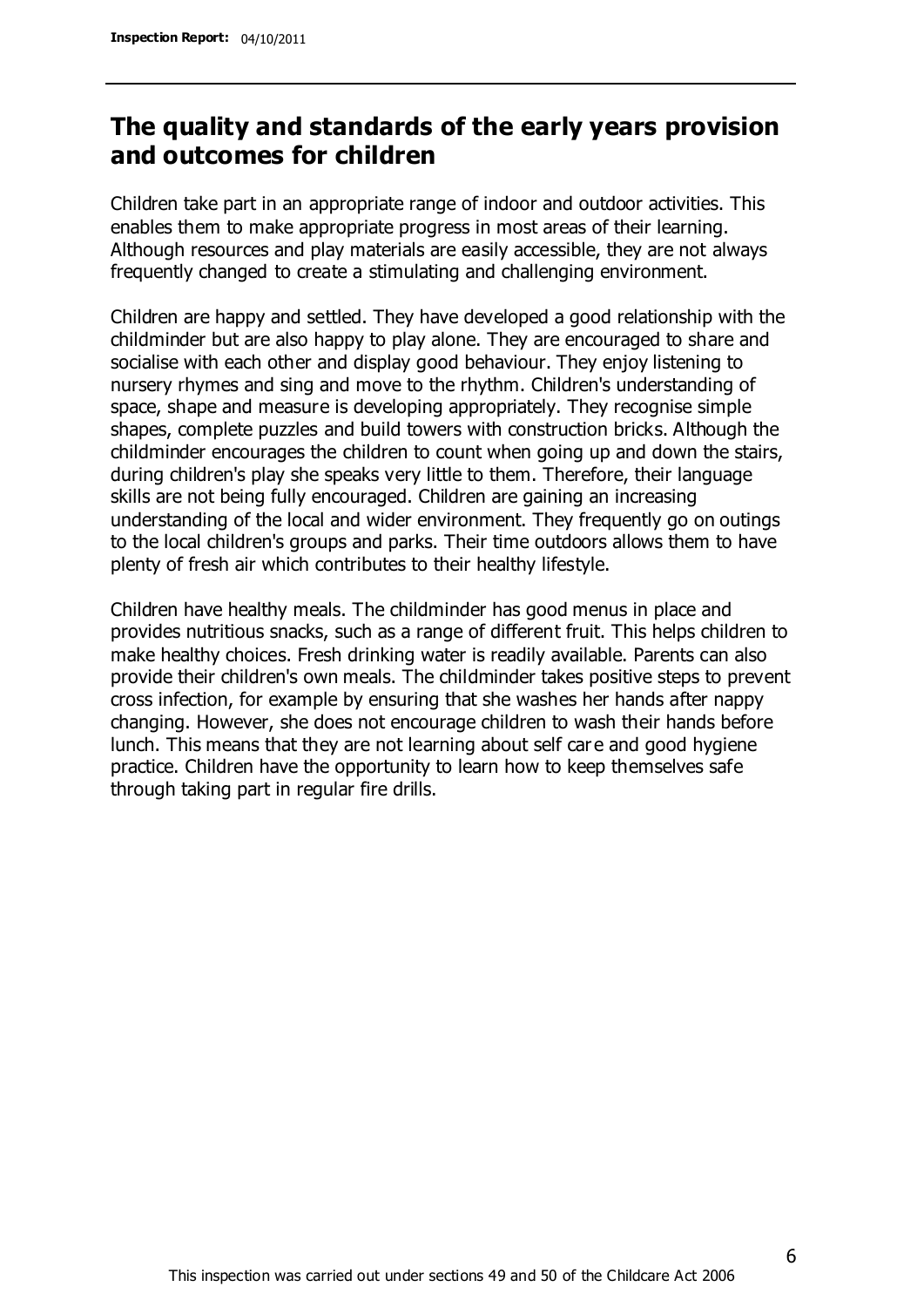## The quality and standards of the early years provision and outcomes for children

Children take part in an appropriate range of indoor and outdoor activities. This enables them to make appropriate progress in most areas of their learning. Although resources and play materials are easily accessible, they are not always frequently changed to create a stimulating and challenging environment.

Children are happy and settled. They have developed a good relationship with the childminder but are also happy to play alone. They are encouraged to share and socialise with each other and display good behaviour. They enjoy listening to nursery rhymes and sing and move to the rhythm. Children's understanding of space, shape and measure is developing appropriately. They recognise simple shapes, complete puzzles and build towers with construction bricks. Although the childminder encourages the children to count when going up and down the stairs, during children's play she speaks very little to them. Therefore, their language skills are not being fully encouraged. Children are gaining an increasing understanding of the local and wider environment. They frequently go on outings to the local children's groups and parks. Their time outdoors allows them to have plenty of fresh air which contributes to their healthy lifestyle.

Children have healthy meals. The childminder has good menus in place and provides nutritious snacks, such as a range of different fruit. This helps children to make healthy choices. Fresh drinking water is readily available. Parents can also provide their children's own meals. The childminder takes positive steps to prevent cross infection, for example by ensuring that she washes her hands after nappy changing. However, she does not encourage children to wash their hands before lunch. This means that they are not learning about self care and good hygiene practice. Children have the opportunity to learn how to keep themselves safe through taking part in regular fire drills.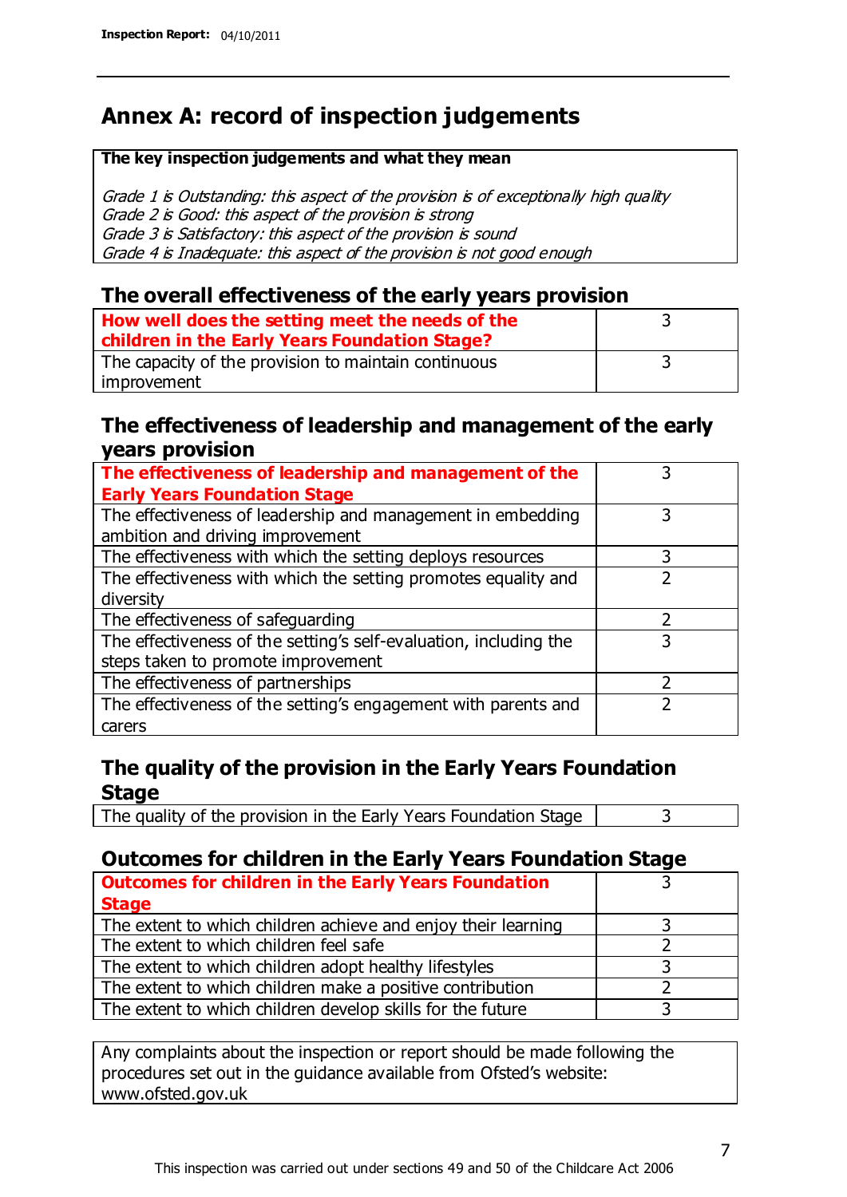# Annex A: record of inspection judgements

**The key inspection judgements and what they mean**

*Grade 1 is Outstanding: this aspect of the provision is of exceptionally high quality*
*Grade 2 is Good: this aspect of the provision is strong*
*Grade 3 is Satisfactory: this aspect of the provision is sound*
*Grade 4 is Inadequate: this aspect of the provision is not good enough*

## The overall effectiveness of the early years provision

| | |
|---|---|
| **How well does the setting meet the needs of the children in the Early Years Foundation Stage?** | 3 |
| The capacity of the provision to maintain continuous improvement | 3 |

## The effectiveness of leadership and management of the early years provision

| | |
|---|---|
| **The effectiveness of leadership and management of the Early Years Foundation Stage** | 3 |
| The effectiveness of leadership and management in embedding ambition and driving improvement | 3 |
| The effectiveness with which the setting deploys resources | 3 |
| The effectiveness with which the setting promotes equality and diversity | 2 |
| The effectiveness of safeguarding | 2 |
| The effectiveness of the setting's self-evaluation, including the steps taken to promote improvement | 3 |
| The effectiveness of partnerships | 2 |
| The effectiveness of the setting's engagement with parents and carers | 2 |

## The quality of the provision in the Early Years Foundation Stage

| | |
|---|---|
| The quality of the provision in the Early Years Foundation Stage | 3 |

## Outcomes for children in the Early Years Foundation Stage

| | |
|---|---|
| **Outcomes for children in the Early Years Foundation Stage** | 3 |
| The extent to which children achieve and enjoy their learning | 3 |
| The extent to which children feel safe | 2 |
| The extent to which children adopt healthy lifestyles | 3 |
| The extent to which children make a positive contribution | 2 |
| The extent to which children develop skills for the future | 3 |

Any complaints about the inspection or report should be made following the procedures set out in the guidance available from Ofsted's website: www.ofsted.gov.uk

This inspection was carried out under sections 49 and 50 of the Childcare Act 2006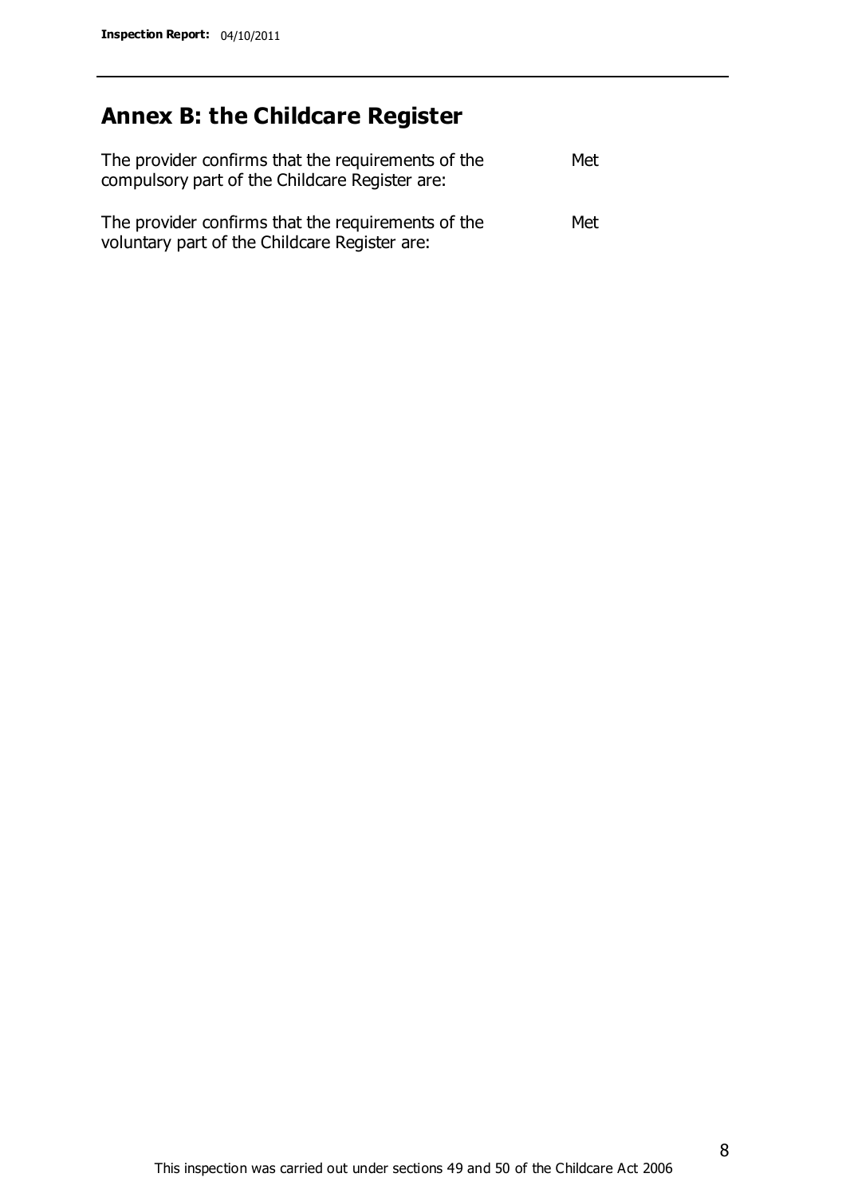## Annex B: the Childcare Register

| | |
|---|---|
| The provider confirms that the requirements of the compulsory part of the Childcare Register are: | Met |
| The provider confirms that the requirements of the voluntary part of the Childcare Register are: | Met |

This inspection was carried out under sections 49 and 50 of the Childcare Act 2006